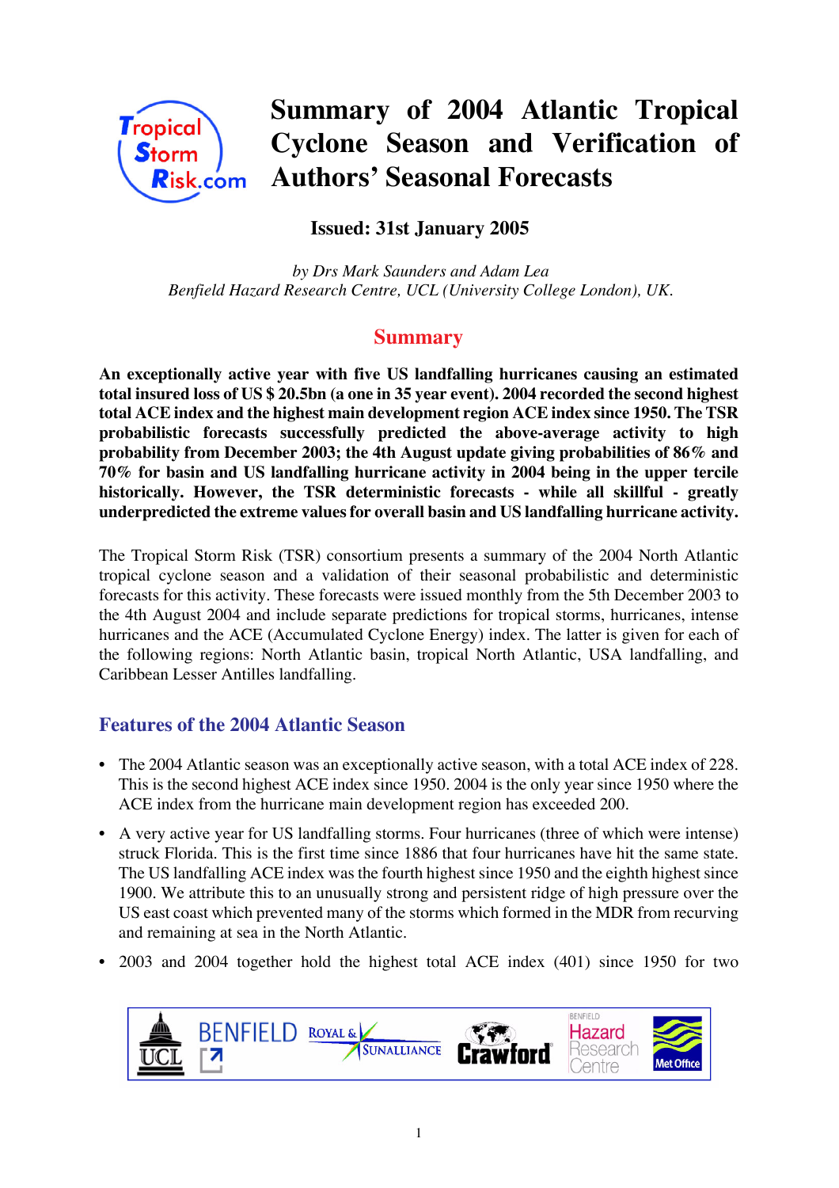# Summary of 2004 Atlantic Tropical Cyclone Season and Verification of Authors' Seasonal Forecasts

**Issued: 31st January 2005**

*by Drs Mark Saunders and Adam Lea*
*Benfield Hazard Research Centre, UCL (University College London), UK.*

## Summary

**An exceptionally active year with five US landfalling hurricanes causing an estimated total insured loss of US $ 20.5bn (a one in 35 year event). 2004 recorded the second highest total ACE index and the highest main development region ACE index since 1950. The TSR probabilistic forecasts successfully predicted the above-average activity to high probability from December 2003; the 4th August update giving probabilities of 86% and 70% for basin and US landfalling hurricane activity in 2004 being in the upper tercile historically. However, the TSR deterministic forecasts - while all skillful - greatly underpredicted the extreme values for overall basin and US landfalling hurricane activity.**

The Tropical Storm Risk (TSR) consortium presents a summary of the 2004 North Atlantic tropical cyclone season and a validation of their seasonal probabilistic and deterministic forecasts for this activity. These forecasts were issued monthly from the 5th December 2003 to the 4th August 2004 and include separate predictions for tropical storms, hurricanes, intense hurricanes and the ACE (Accumulated Cyclone Energy) index. The latter is given for each of the following regions: North Atlantic basin, tropical North Atlantic, USA landfalling, and Caribbean Lesser Antilles landfalling.

## Features of the 2004 Atlantic Season

- The 2004 Atlantic season was an exceptionally active season, with a total ACE index of 228. This is the second highest ACE index since 1950. 2004 is the only year since 1950 where the ACE index from the hurricane main development region has exceeded 200.
- A very active year for US landfalling storms. Four hurricanes (three of which were intense) struck Florida. This is the first time since 1886 that four hurricanes have hit the same state. The US landfalling ACE index was the fourth highest since 1950 and the eighth highest since 1900. We attribute this to an unusually strong and persistent ridge of high pressure over the US east coast which prevented many of the storms which formed in the MDR from recurving and remaining at sea in the North Atlantic.
- 2003 and 2004 together hold the highest total ACE index (401) since 1950 for two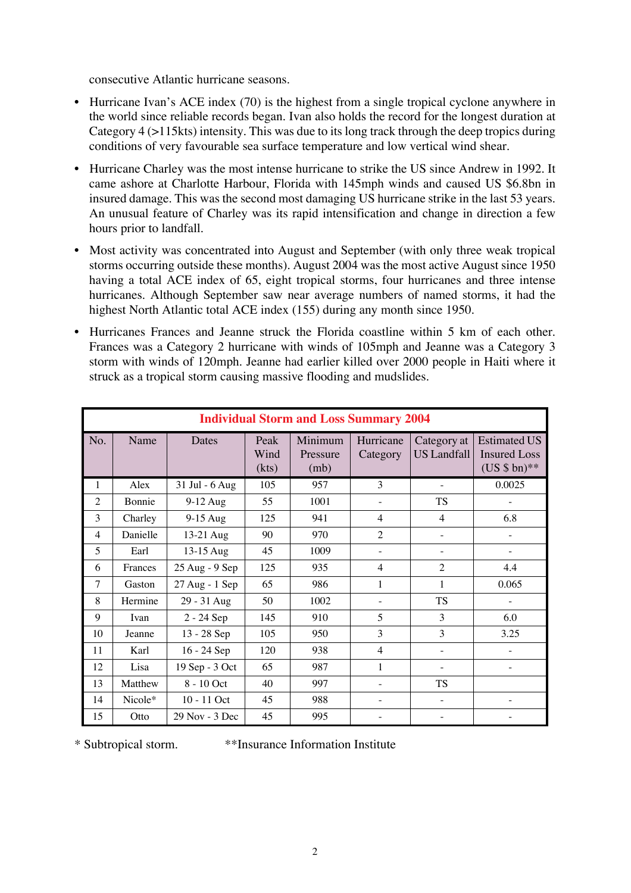consecutive Atlantic hurricane seasons.

- Hurricane Ivan's ACE index (70) is the highest from a single tropical cyclone anywhere in the world since reliable records began. Ivan also holds the record for the longest duration at Category 4 (>115kts) intensity. This was due to its long track through the deep tropics during conditions of very favourable sea surface temperature and low vertical wind shear.
- Hurricane Charley was the most intense hurricane to strike the US since Andrew in 1992. It came ashore at Charlotte Harbour, Florida with 145mph winds and caused US $6.8bn in insured damage. This was the second most damaging US hurricane strike in the last 53 years. An unusual feature of Charley was its rapid intensification and change in direction a few hours prior to landfall.
- Most activity was concentrated into August and September (with only three weak tropical storms occurring outside these months). August 2004 was the most active August since 1950 having a total ACE index of 65, eight tropical storms, four hurricanes and three intense hurricanes. Although September saw near average numbers of named storms, it had the highest North Atlantic total ACE index (155) during any month since 1950.
- Hurricanes Frances and Jeanne struck the Florida coastline within 5 km of each other. Frances was a Category 2 hurricane with winds of 105mph and Jeanne was a Category 3 storm with winds of 120mph. Jeanne had earlier killed over 2000 people in Haiti where it struck as a tropical storm causing massive flooding and mudslides.

**Individual Storm and Loss Summary 2004**

| No. | Name | Dates | Peak Wind (kts) | Minimum Pressure (mb) | Hurricane Category | Category at US Landfall | Estimated US Insured Loss (US $ bn)** |
|---|---|---|---|---|---|---|---|
| 1 | Alex | 31 Jul - 6 Aug | 105 | 957 | 3 | - | 0.0025 |
| 2 | Bonnie | 9-12 Aug | 55 | 1001 | - | TS | - |
| 3 | Charley | 9-15 Aug | 125 | 941 | 4 | 4 | 6.8 |
| 4 | Danielle | 13-21 Aug | 90 | 970 | 2 | - | - |
| 5 | Earl | 13-15 Aug | 45 | 1009 | - | - | - |
| 6 | Frances | 25 Aug - 9 Sep | 125 | 935 | 4 | 2 | 4.4 |
| 7 | Gaston | 27 Aug - 1 Sep | 65 | 986 | 1 | 1 | 0.065 |
| 8 | Hermine | 29 - 31 Aug | 50 | 1002 | - | TS | - |
| 9 | Ivan | 2 - 24 Sep | 145 | 910 | 5 | 3 | 6.0 |
| 10 | Jeanne | 13 - 28 Sep | 105 | 950 | 3 | 3 | 3.25 |
| 11 | Karl | 16 - 24 Sep | 120 | 938 | 4 | - | - |
| 12 | Lisa | 19 Sep - 3 Oct | 65 | 987 | 1 | - | - |
| 13 | Matthew | 8 - 10 Oct | 40 | 997 | - | TS | |
| 14 | Nicole* | 10 - 11 Oct | 45 | 988 | - | - | - |
| 15 | Otto | 29 Nov - 3 Dec | 45 | 995 | - | - | - |

\* Subtropical storm. **Insurance Information Institute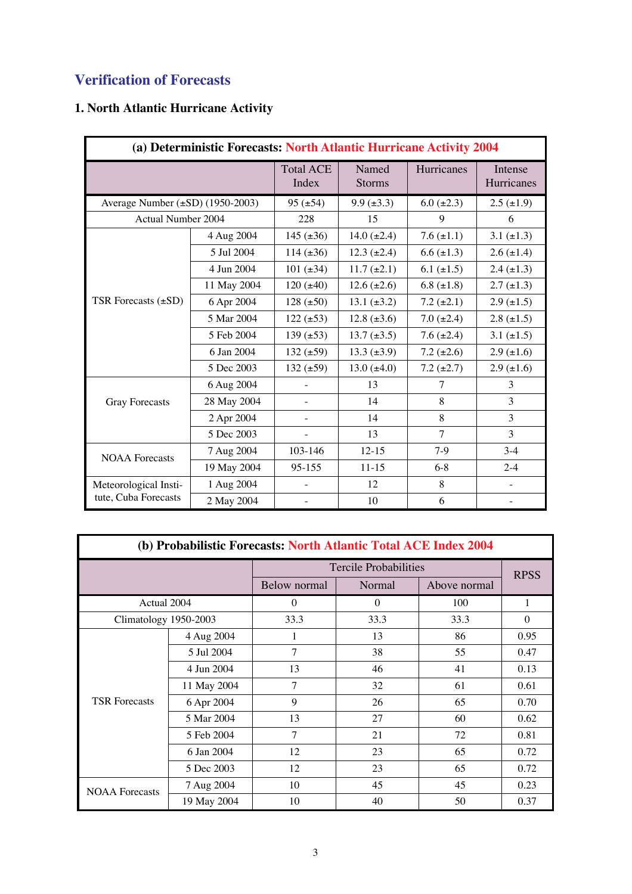## Verification of Forecasts

### 1. North Atlantic Hurricane Activity

| (a) Deterministic Forecasts: North Atlantic Hurricane Activity 2004 | | | | | |
|---|---|---|---|---|---|
| | | Total ACE Index | Named Storms | Hurricanes | Intense Hurricanes |
| Average Number (±SD) (1950-2003) | | 95 (±54) | 9.9 (±3.3) | 6.0 (±2.3) | 2.5 (±1.9) |
| Actual Number 2004 | | 228 | 15 | 9 | 6 |
| TSR Forecasts (±SD) | 4 Aug 2004 | 145 (±36) | 14.0 (±2.4) | 7.6 (±1.1) | 3.1 (±1.3) |
| | 5 Jul 2004 | 114 (±36) | 12.3 (±2.4) | 6.6 (±1.3) | 2.6 (±1.4) |
| | 4 Jun 2004 | 101 (±34) | 11.7 (±2.1) | 6.1 (±1.5) | 2.4 (±1.3) |
| | 11 May 2004 | 120 (±40) | 12.6 (±2.6) | 6.8 (±1.8) | 2.7 (±1.3) |
| | 6 Apr 2004 | 128 (±50) | 13.1 (±3.2) | 7.2 (±2.1) | 2.9 (±1.5) |
| | 5 Mar 2004 | 122 (±53) | 12.8 (±3.6) | 7.0 (±2.4) | 2.8 (±1.5) |
| | 5 Feb 2004 | 139 (±53) | 13.7 (±3.5) | 7.6 (±2.4) | 3.1 (±1.5) |
| | 6 Jan 2004 | 132 (±59) | 13.3 (±3.9) | 7.2 (±2.6) | 2.9 (±1.6) |
| | 5 Dec 2003 | 132 (±59) | 13.0 (±4.0) | 7.2 (±2.7) | 2.9 (±1.6) |
| Gray Forecasts | 6 Aug 2004 | - | 13 | 7 | 3 |
| | 28 May 2004 | - | 14 | 8 | 3 |
| | 2 Apr 2004 | - | 14 | 8 | 3 |
| | 5 Dec 2003 | - | 13 | 7 | 3 |
| NOAA Forecasts | 7 Aug 2004 | 103-146 | 12-15 | 7-9 | 3-4 |
| | 19 May 2004 | 95-155 | 11-15 | 6-8 | 2-4 |
| Meteorological Institute, Cuba Forecasts | 1 Aug 2004 | - | 12 | 8 | - |
| | 2 May 2004 | - | 10 | 6 | - |

| (b) Probabilistic Forecasts: North Atlantic Total ACE Index 2004 | | | | | |
|---|---|---|---|---|---|
| | | Tercile Probabilities | | | RPSS |
| | | Below normal | Normal | Above normal | |
| Actual 2004 | | 0 | 0 | 100 | 1 |
| Climatology 1950-2003 | | 33.3 | 33.3 | 33.3 | 0 |
| TSR Forecasts | 4 Aug 2004 | 1 | 13 | 86 | 0.95 |
| | 5 Jul 2004 | 7 | 38 | 55 | 0.47 |
| | 4 Jun 2004 | 13 | 46 | 41 | 0.13 |
| | 11 May 2004 | 7 | 32 | 61 | 0.61 |
| | 6 Apr 2004 | 9 | 26 | 65 | 0.70 |
| | 5 Mar 2004 | 13 | 27 | 60 | 0.62 |
| | 5 Feb 2004 | 7 | 21 | 72 | 0.81 |
| | 6 Jan 2004 | 12 | 23 | 65 | 0.72 |
| | 5 Dec 2003 | 12 | 23 | 65 | 0.72 |
| NOAA Forecasts | 7 Aug 2004 | 10 | 45 | 45 | 0.23 |
| | 19 May 2004 | 10 | 40 | 50 | 0.37 |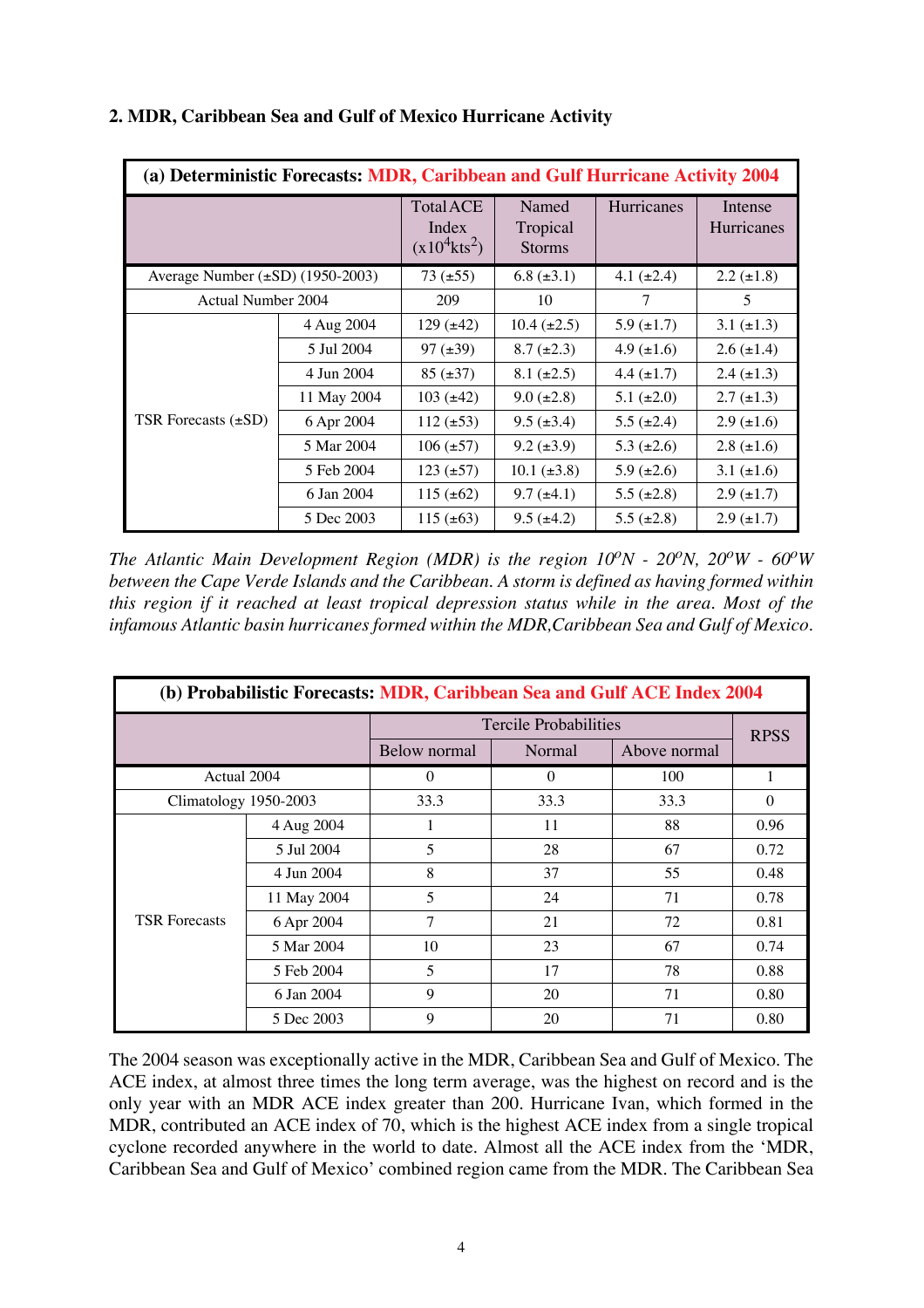## 2. MDR, Caribbean Sea and Gulf of Mexico Hurricane Activity

| **(a) Deterministic Forecasts: MDR, Caribbean and Gulf Hurricane Activity 2004** | | | | | |
|---|---|---|---|---|---|
| | | Total ACE Index ($x10^4 kts^2$) | Named Tropical Storms | Hurricanes | Intense Hurricanes |
| Average Number (±SD) (1950-2003) | | 73 (±55) | 6.8 (±3.1) | 4.1 (±2.4) | 2.2 (±1.8) |
| Actual Number 2004 | | 209 | 10 | 7 | 5 |
| TSR Forecasts (±SD) | 4 Aug 2004 | 129 (±42) | 10.4 (±2.5) | 5.9 (±1.7) | 3.1 (±1.3) |
| | 5 Jul 2004 | 97 (±39) | 8.7 (±2.3) | 4.9 (±1.6) | 2.6 (±1.4) |
| | 4 Jun 2004 | 85 (±37) | 8.1 (±2.5) | 4.4 (±1.7) | 2.4 (±1.3) |
| | 11 May 2004 | 103 (±42) | 9.0 (±2.8) | 5.1 (±2.0) | 2.7 (±1.3) |
| | 6 Apr 2004 | 112 (±53) | 9.5 (±3.4) | 5.5 (±2.4) | 2.9 (±1.6) |
| | 5 Mar 2004 | 106 (±57) | 9.2 (±3.9) | 5.3 (±2.6) | 2.8 (±1.6) |
| | 5 Feb 2004 | 123 (±57) | 10.1 (±3.8) | 5.9 (±2.6) | 3.1 (±1.6) |
| | 6 Jan 2004 | 115 (±62) | 9.7 (±4.1) | 5.5 (±2.8) | 2.9 (±1.7) |
| | 5 Dec 2003 | 115 (±63) | 9.5 (±4.2) | 5.5 (±2.8) | 2.9 (±1.7) |

*The Atlantic Main Development Region (MDR) is the region $10^oN$ - $20^oN$, $20^oW$ - $60^oW$ between the Cape Verde Islands and the Caribbean. A storm is defined as having formed within this region if it reached at least tropical depression status while in the area. Most of the infamous Atlantic basin hurricanes formed within the MDR,Caribbean Sea and Gulf of Mexico.*

| **(b) Probabilistic Forecasts: MDR, Caribbean Sea and Gulf ACE Index 2004** | | | | | |
|---|---|---|---|---|---|
| | | Tercile Probabilities | | | RPSS |
| | | Below normal | Normal | Above normal | |
| Actual 2004 | | 0 | 0 | 100 | 1 |
| Climatology 1950-2003 | | 33.3 | 33.3 | 33.3 | 0 |
| TSR Forecasts | 4 Aug 2004 | 1 | 11 | 88 | 0.96 |
| | 5 Jul 2004 | 5 | 28 | 67 | 0.72 |
| | 4 Jun 2004 | 8 | 37 | 55 | 0.48 |
| | 11 May 2004 | 5 | 24 | 71 | 0.78 |
| | 6 Apr 2004 | 7 | 21 | 72 | 0.81 |
| | 5 Mar 2004 | 10 | 23 | 67 | 0.74 |
| | 5 Feb 2004 | 5 | 17 | 78 | 0.88 |
| | 6 Jan 2004 | 9 | 20 | 71 | 0.80 |
| | 5 Dec 2003 | 9 | 20 | 71 | 0.80 |

The 2004 season was exceptionally active in the MDR, Caribbean Sea and Gulf of Mexico. The ACE index, at almost three times the long term average, was the highest on record and is the only year with an MDR ACE index greater than 200. Hurricane Ivan, which formed in the MDR, contributed an ACE index of 70, which is the highest ACE index from a single tropical cyclone recorded anywhere in the world to date. Almost all the ACE index from the 'MDR, Caribbean Sea and Gulf of Mexico' combined region came from the MDR. The Caribbean Sea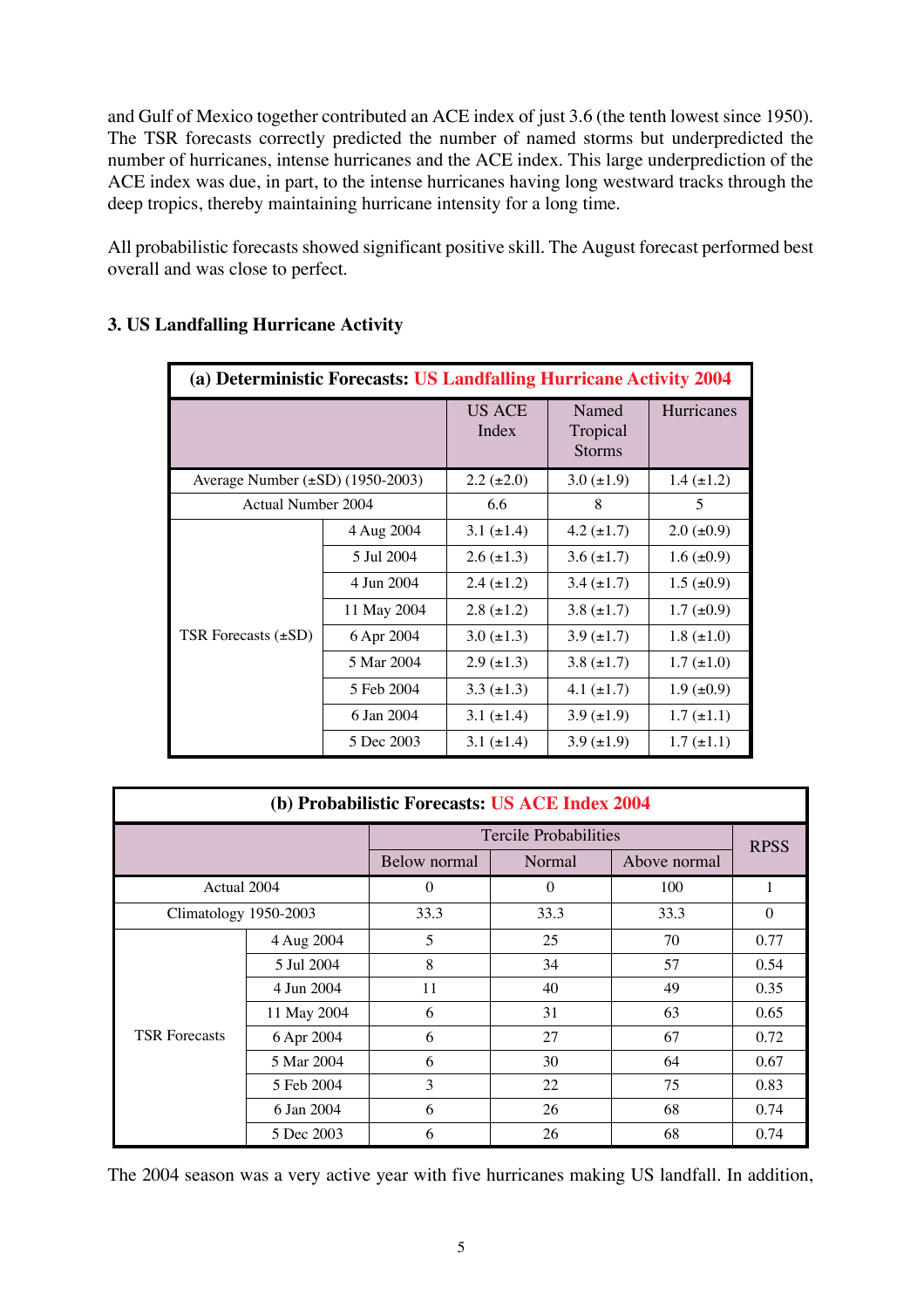and Gulf of Mexico together contributed an ACE index of just 3.6 (the tenth lowest since 1950). The TSR forecasts correctly predicted the number of named storms but underpredicted the number of hurricanes, intense hurricanes and the ACE index. This large underprediction of the ACE index was due, in part, to the intense hurricanes having long westward tracks through the deep tropics, thereby maintaining hurricane intensity for a long time.

All probabilistic forecasts showed significant positive skill. The August forecast performed best overall and was close to perfect.

### 3. US Landfalling Hurricane Activity

**(a) Deterministic Forecasts: US Landfalling Hurricane Activity 2004**

| | | US ACE Index | Named Tropical Storms | Hurricanes |
|---|---|---|---|---|
| Average Number (±SD) (1950-2003) | | 2.2 (±2.0) | 3.0 (±1.9) | 1.4 (±1.2) |
| Actual Number 2004 | | 6.6 | 8 | 5 |
| TSR Forecasts (±SD) | 4 Aug 2004 | 3.1 (±1.4) | 4.2 (±1.7) | 2.0 (±0.9) |
| | 5 Jul 2004 | 2.6 (±1.3) | 3.6 (±1.7) | 1.6 (±0.9) |
| | 4 Jun 2004 | 2.4 (±1.2) | 3.4 (±1.7) | 1.5 (±0.9) |
| | 11 May 2004 | 2.8 (±1.2) | 3.8 (±1.7) | 1.7 (±0.9) |
| | 6 Apr 2004 | 3.0 (±1.3) | 3.9 (±1.7) | 1.8 (±1.0) |
| | 5 Mar 2004 | 2.9 (±1.3) | 3.8 (±1.7) | 1.7 (±1.0) |
| | 5 Feb 2004 | 3.3 (±1.3) | 4.1 (±1.7) | 1.9 (±0.9) |
| | 6 Jan 2004 | 3.1 (±1.4) | 3.9 (±1.9) | 1.7 (±1.1) |
| | 5 Dec 2003 | 3.1 (±1.4) | 3.9 (±1.9) | 1.7 (±1.1) |

**(b) Probabilistic Forecasts: US ACE Index 2004**

| | | Tercile Probabilities | | | RPSS |
|---|---|---|---|---|---|
| | | Below normal | Normal | Above normal | |
| Actual 2004 | | 0 | 0 | 100 | 1 |
| Climatology 1950-2003 | | 33.3 | 33.3 | 33.3 | 0 |
| TSR Forecasts | 4 Aug 2004 | 5 | 25 | 70 | 0.77 |
| | 5 Jul 2004 | 8 | 34 | 57 | 0.54 |
| | 4 Jun 2004 | 11 | 40 | 49 | 0.35 |
| | 11 May 2004 | 6 | 31 | 63 | 0.65 |
| | 6 Apr 2004 | 6 | 27 | 67 | 0.72 |
| | 5 Mar 2004 | 6 | 30 | 64 | 0.67 |
| | 5 Feb 2004 | 3 | 22 | 75 | 0.83 |
| | 6 Jan 2004 | 6 | 26 | 68 | 0.74 |
| | 5 Dec 2003 | 6 | 26 | 68 | 0.74 |

The 2004 season was a very active year with five hurricanes making US landfall. In addition,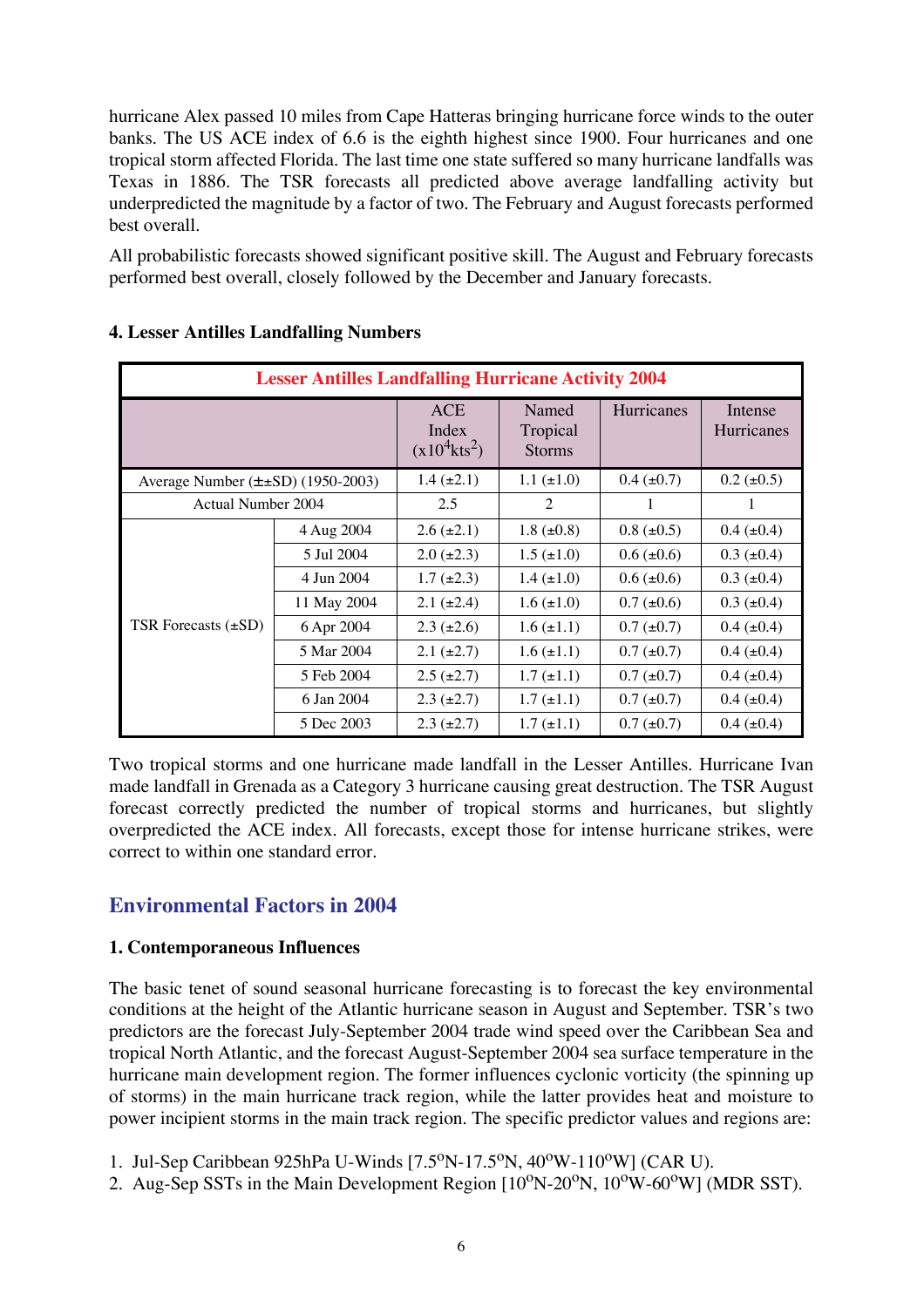hurricane Alex passed 10 miles from Cape Hatteras bringing hurricane force winds to the outer banks. The US ACE index of 6.6 is the eighth highest since 1900. Four hurricanes and one tropical storm affected Florida. The last time one state suffered so many hurricane landfalls was Texas in 1886. The TSR forecasts all predicted above average landfalling activity but underpredicted the magnitude by a factor of two. The February and August forecasts performed best overall.

All probabilistic forecasts showed significant positive skill. The August and February forecasts performed best overall, closely followed by the December and January forecasts.

**4. Lesser Antilles Landfalling Numbers**

| Lesser Antilles Landfalling Hurricane Activity 2004 | | | | | |
|---|---|---|---|---|---|
| | | ACE Index ($x10^4 kts^2$) | Named Tropical Storms | Hurricanes | Intense Hurricanes |
| Average Number (±±SD) (1950-2003) | | 1.4 (±2.1) | 1.1 (±1.0) | 0.4 (±0.7) | 0.2 (±0.5) |
| Actual Number 2004 | | 2.5 | 2 | 1 | 1 |
| TSR Forecasts (±SD) | 4 Aug 2004 | 2.6 (±2.1) | 1.8 (±0.8) | 0.8 (±0.5) | 0.4 (±0.4) |
| | 5 Jul 2004 | 2.0 (±2.3) | 1.5 (±1.0) | 0.6 (±0.6) | 0.3 (±0.4) |
| | 4 Jun 2004 | 1.7 (±2.3) | 1.4 (±1.0) | 0.6 (±0.6) | 0.3 (±0.4) |
| | 11 May 2004 | 2.1 (±2.4) | 1.6 (±1.0) | 0.7 (±0.6) | 0.3 (±0.4) |
| | 6 Apr 2004 | 2.3 (±2.6) | 1.6 (±1.1) | 0.7 (±0.7) | 0.4 (±0.4) |
| | 5 Mar 2004 | 2.1 (±2.7) | 1.6 (±1.1) | 0.7 (±0.7) | 0.4 (±0.4) |
| | 5 Feb 2004 | 2.5 (±2.7) | 1.7 (±1.1) | 0.7 (±0.7) | 0.4 (±0.4) |
| | 6 Jan 2004 | 2.3 (±2.7) | 1.7 (±1.1) | 0.7 (±0.7) | 0.4 (±0.4) |
| | 5 Dec 2003 | 2.3 (±2.7) | 1.7 (±1.1) | 0.7 (±0.7) | 0.4 (±0.4) |

Two tropical storms and one hurricane made landfall in the Lesser Antilles. Hurricane Ivan made landfall in Grenada as a Category 3 hurricane causing great destruction. The TSR August forecast correctly predicted the number of tropical storms and hurricanes, but slightly overpredicted the ACE index. All forecasts, except those for intense hurricane strikes, were correct to within one standard error.

## Environmental Factors in 2004

**1. Contemporaneous Influences**

The basic tenet of sound seasonal hurricane forecasting is to forecast the key environmental conditions at the height of the Atlantic hurricane season in August and September. TSR's two predictors are the forecast July-September 2004 trade wind speed over the Caribbean Sea and tropical North Atlantic, and the forecast August-September 2004 sea surface temperature in the hurricane main development region. The former influences cyclonic vorticity (the spinning up of storms) in the main hurricane track region, while the latter provides heat and moisture to power incipient storms in the main track region. The specific predictor values and regions are:

1. Jul-Sep Caribbean 925hPa U-Winds [7.5°N-17.5°N, 40°W-110°W] (CAR U).
2. Aug-Sep SSTs in the Main Development Region [10°N-20°N, 10°W-60°W] (MDR SST).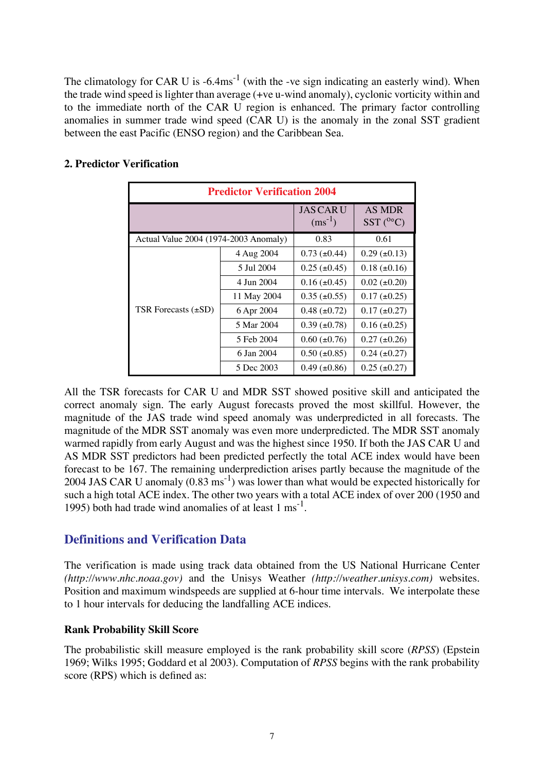The climatology for CAR U is -6.4ms$^{-1}$ (with the -ve sign indicating an easterly wind). When the trade wind speed is lighter than average (+ve u-wind anomaly), cyclonic vorticity within and to the immediate north of the CAR U region is enhanced. The primary factor controlling anomalies in summer trade wind speed (CAR U) is the anomaly in the zonal SST gradient between the east Pacific (ENSO region) and the Caribbean Sea.

### 2. Predictor Verification

| Predictor Verification 2004 | | | |
|---|---|---|---|
| | | JAS CAR U (ms$^{-1}$) | AS MDR SST ($^{o}$C) |
| Actual Value 2004 (1974-2003 Anomaly) | | 0.83 | 0.61 |
| TSR Forecasts (±SD) | 4 Aug 2004 | 0.73 (±0.44) | 0.29 (±0.13) |
| | 5 Jul 2004 | 0.25 (±0.45) | 0.18 (±0.16) |
| | 4 Jun 2004 | 0.16 (±0.45) | 0.02 (±0.20) |
| | 11 May 2004 | 0.35 (±0.55) | 0.17 (±0.25) |
| | 6 Apr 2004 | 0.48 (±0.72) | 0.17 (±0.27) |
| | 5 Mar 2004 | 0.39 (±0.78) | 0.16 (±0.25) |
| | 5 Feb 2004 | 0.60 (±0.76) | 0.27 (±0.26) |
| | 6 Jan 2004 | 0.50 (±0.85) | 0.24 (±0.27) |
| | 5 Dec 2003 | 0.49 (±0.86) | 0.25 (±0.27) |

All the TSR forecasts for CAR U and MDR SST showed positive skill and anticipated the correct anomaly sign. The early August forecasts proved the most skillful. However, the magnitude of the JAS trade wind speed anomaly was underpredicted in all forecasts. The magnitude of the MDR SST anomaly was even more underpredicted. The MDR SST anomaly warmed rapidly from early August and was the highest since 1950. If both the JAS CAR U and AS MDR SST predictors had been predicted perfectly the total ACE index would have been forecast to be 167. The remaining underprediction arises partly because the magnitude of the 2004 JAS CAR U anomaly (0.83 ms$^{-1}$) was lower than what would be expected historically for such a high total ACE index. The other two years with a total ACE index of over 200 (1950 and 1995) both had trade wind anomalies of at least 1 ms$^{-1}$.

## Definitions and Verification Data

The verification is made using track data obtained from the US National Hurricane Center *(http://www.nhc.noaa.gov)* and the Unisys Weather *(http://weather.unisys.com)* websites. Position and maximum windspeeds are supplied at 6-hour time intervals. We interpolate these to 1 hour intervals for deducing the landfalling ACE indices.

### Rank Probability Skill Score

The probabilistic skill measure employed is the rank probability skill score (*RPSS*) (Epstein 1969; Wilks 1995; Goddard et al 2003). Computation of *RPSS* begins with the rank probability score (RPS) which is defined as: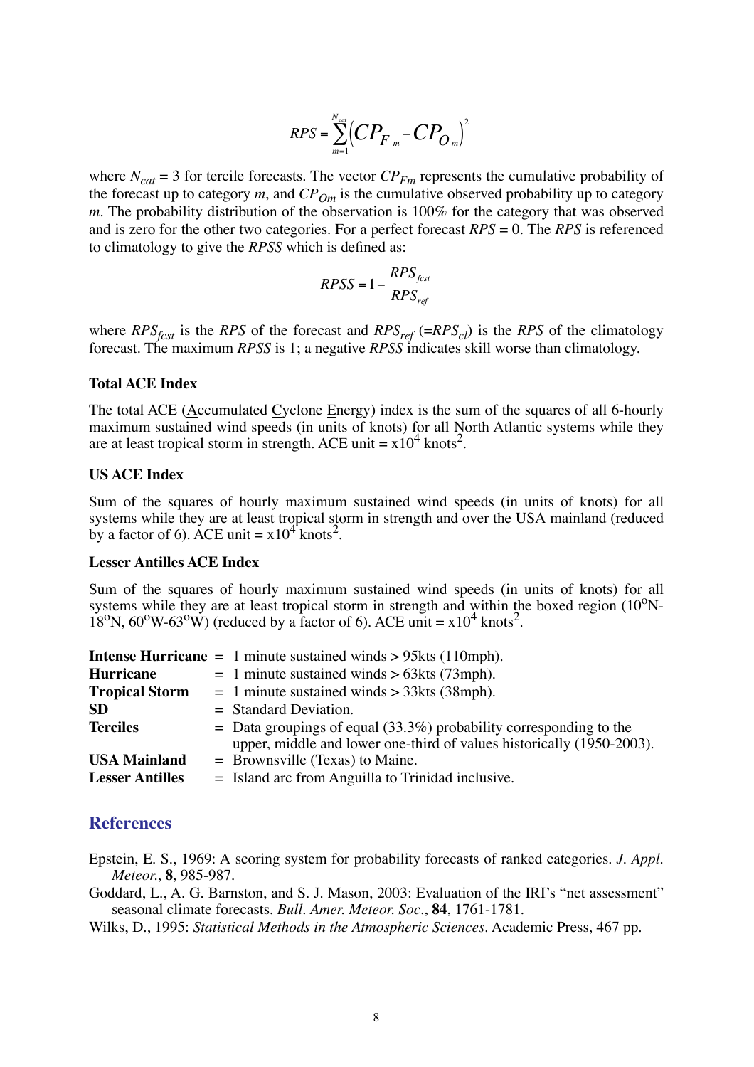$$RPS = \sum_{m=1}^{N_{cat}} \left( CP_{F_m} - CP_{O_m} \right)^2$$

where $N_{cat}$ = 3 for tercile forecasts. The vector $CP_{Fm}$ represents the cumulative probability of the forecast up to category $m$, and $CP_{Om}$ is the cumulative observed probability up to category $m$. The probability distribution of the observation is 100% for the category that was observed and is zero for the other two categories. For a perfect forecast $RPS$ = 0. The $RPS$ is referenced to climatology to give the $RPSS$ which is defined as:

$$RPSS = 1 - \frac{RPS_{fcst}}{RPS_{ref}}$$

where $RPS_{fcst}$ is the $RPS$ of the forecast and $RPS_{ref}$ (=$RPS_{cl}$) is the $RPS$ of the climatology forecast. The maximum $RPSS$ is 1; a negative $RPSS$ indicates skill worse than climatology.

**Total ACE Index**

The total ACE (Accumulated Cyclone Energy) index is the sum of the squares of all 6-hourly maximum sustained wind speeds (in units of knots) for all North Atlantic systems while they are at least tropical storm in strength. ACE unit = x$10^4$ knots$^2$.

**US ACE Index**

Sum of the squares of hourly maximum sustained wind speeds (in units of knots) for all systems while they are at least tropical storm in strength and over the USA mainland (reduced by a factor of 6). ACE unit = x$10^4$ knots$^2$.

**Lesser Antilles ACE Index**

Sum of the squares of hourly maximum sustained wind speeds (in units of knots) for all systems while they are at least tropical storm in strength and within the boxed region (10°N-18°N, 60°W-63°W) (reduced by a factor of 6). ACE unit = x$10^4$ knots$^2$.

**Intense Hurricane** = 1 minute sustained winds > 95kts (110mph).
**Hurricane** = 1 minute sustained winds > 63kts (73mph).
**Tropical Storm** = 1 minute sustained winds > 33kts (38mph).
**SD** = Standard Deviation.
**Terciles** = Data groupings of equal (33.3%) probability corresponding to the upper, middle and lower one-third of values historically (1950-2003).
**USA Mainland** = Brownsville (Texas) to Maine.
**Lesser Antilles** = Island arc from Anguilla to Trinidad inclusive.

## References

Epstein, E. S., 1969: A scoring system for probability forecasts of ranked categories. *J. Appl. Meteor.*, **8**, 985-987.

Goddard, L., A. G. Barnston, and S. J. Mason, 2003: Evaluation of the IRI's "net assessment" seasonal climate forecasts. *Bull. Amer. Meteor. Soc.*, **84**, 1761-1781.

Wilks, D., 1995: *Statistical Methods in the Atmospheric Sciences*. Academic Press, 467 pp.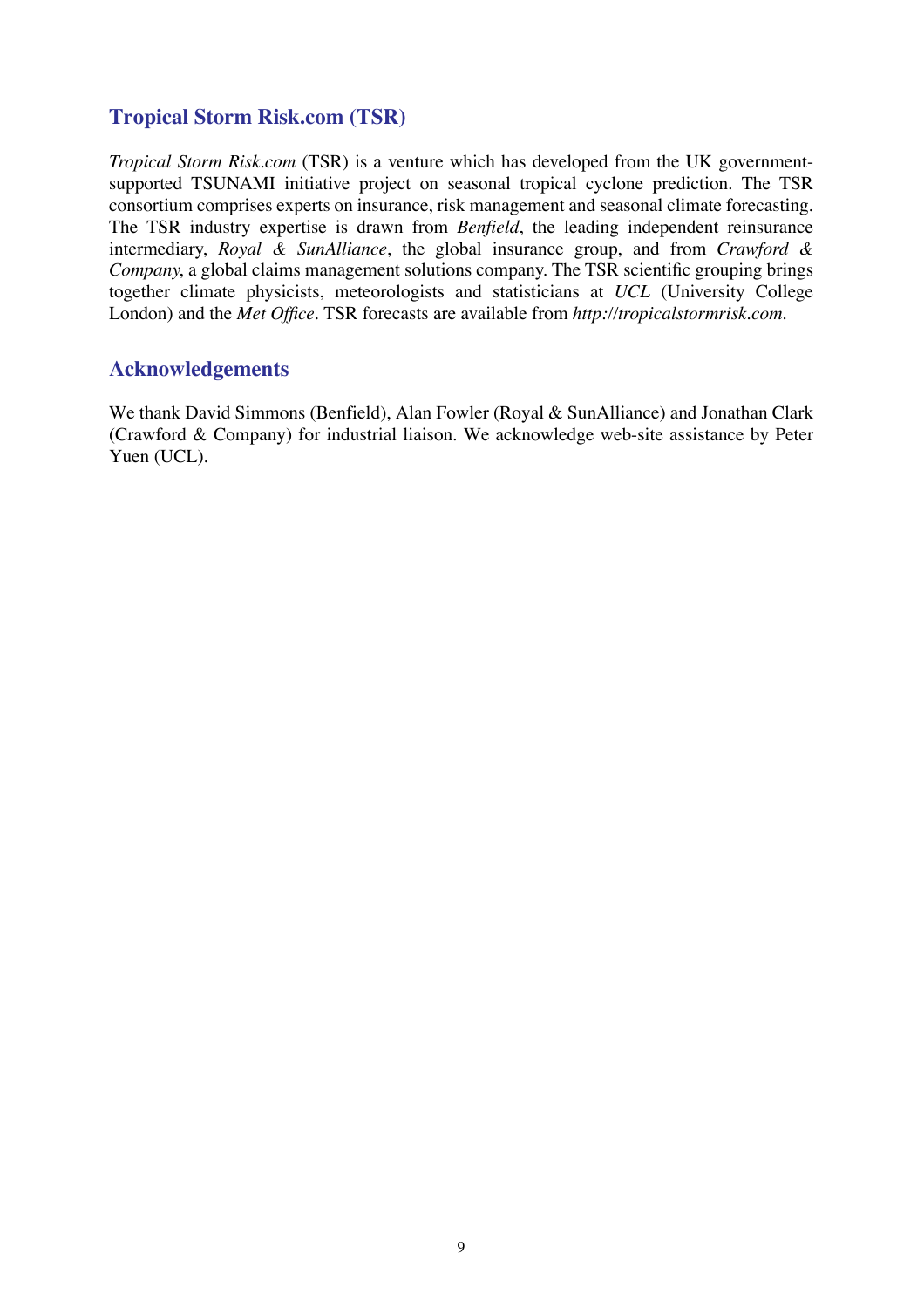## Tropical Storm Risk.com (TSR)

*Tropical Storm Risk.com* (TSR) is a venture which has developed from the UK government-supported TSUNAMI initiative project on seasonal tropical cyclone prediction. The TSR consortium comprises experts on insurance, risk management and seasonal climate forecasting. The TSR industry expertise is drawn from *Benfield*, the leading independent reinsurance intermediary, *Royal & SunAlliance*, the global insurance group, and from *Crawford & Company*, a global claims management solutions company. The TSR scientific grouping brings together climate physicists, meteorologists and statisticians at *UCL* (University College London) and the *Met Office*. TSR forecasts are available from *http://tropicalstormrisk.com*.

## Acknowledgements

We thank David Simmons (Benfield), Alan Fowler (Royal & SunAlliance) and Jonathan Clark (Crawford & Company) for industrial liaison. We acknowledge web-site assistance by Peter Yuen (UCL).